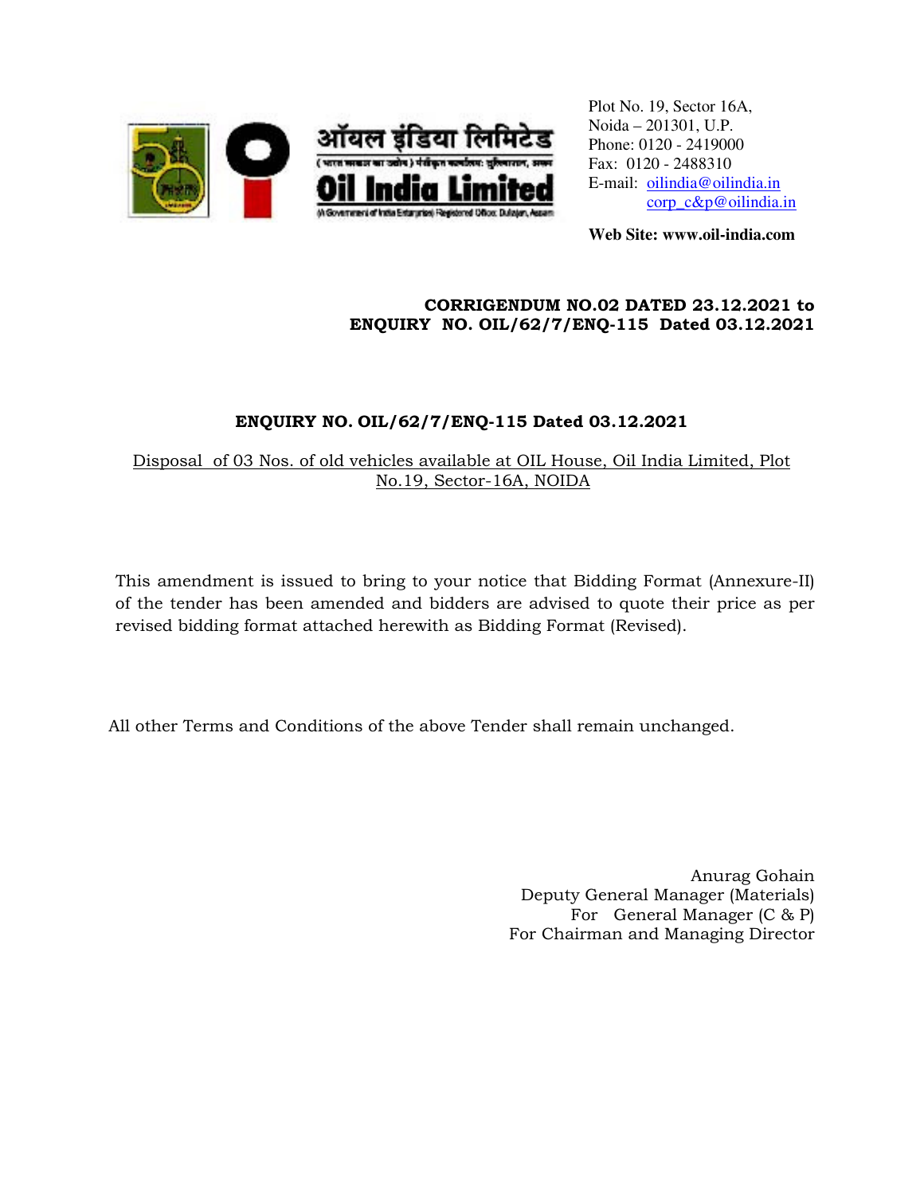ऑयल इंडिया लिमिटेड

(भारत सरकार का उद्यम) पंजीकृत कार्यालय: दुलियाजान, असम

**Oil India Limited**

(A Government of India Enterprise) Registered Office: Duliajan, Assam

Plot No. 19, Sector 16A,
Noida – 201301, U.P.
Phone: 0120 - 2419000
Fax: 0120 - 2488310
E-mail: oilindia@oilindia.in
corp_c&p@oilindia.in

**Web Site: www.oil-india.com**

**CORRIGENDUM NO.02 DATED 23.12.2021 to ENQUIRY NO. OIL/62/7/ENQ-115 Dated 03.12.2021**

## ENQUIRY NO. OIL/62/7/ENQ-115 Dated 03.12.2021

Disposal of 03 Nos. of old vehicles available at OIL House, Oil India Limited, Plot No.19, Sector-16A, NOIDA

This amendment is issued to bring to your notice that Bidding Format (Annexure-II) of the tender has been amended and bidders are advised to quote their price as per revised bidding format attached herewith as Bidding Format (Revised).

All other Terms and Conditions of the above Tender shall remain unchanged.

Anurag Gohain
Deputy General Manager (Materials)
For General Manager (C & P)
For Chairman and Managing Director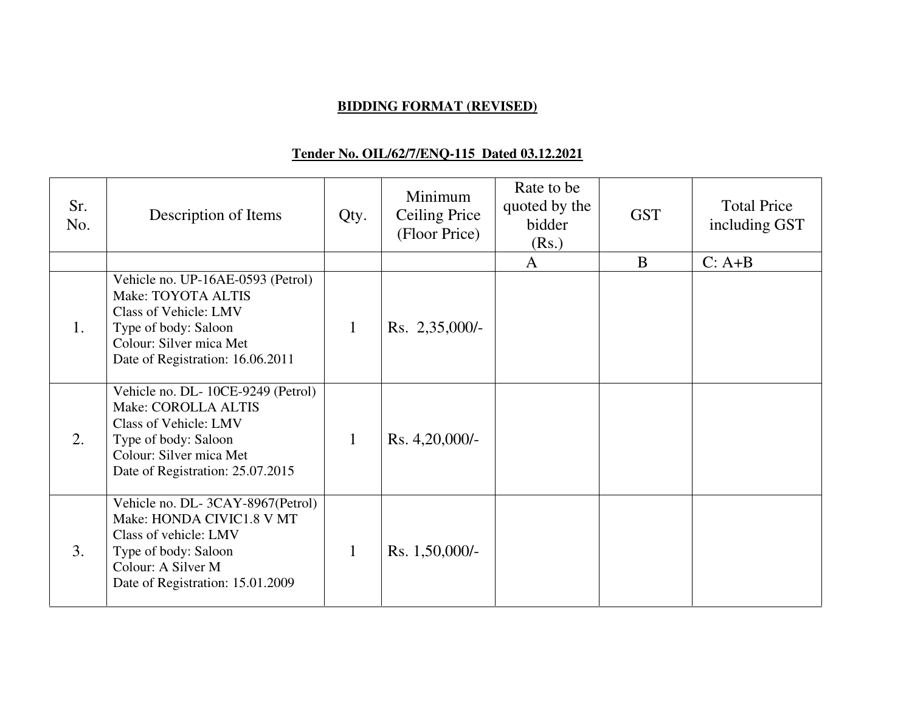**BIDDING FORMAT (REVISED)**

**Tender No. OIL/62/7/ENQ-115 Dated 03.12.2021**

| Sr. No. | Description of Items | Qty. | Minimum Ceiling Price (Floor Price) | Rate to be quoted by the bidder (Rs.) | GST | Total Price including GST |
|---|---|---|---|---|---|---|
| | | | | A | B | C: A+B |
| 1. | Vehicle no. UP-16AE-0593 (Petrol)<br>Make: TOYOTA ALTIS<br>Class of Vehicle: LMV<br>Type of body: Saloon<br>Colour: Silver mica Met<br>Date of Registration: 16.06.2011 | 1 | Rs. 2,35,000/- | | | |
| 2. | Vehicle no. DL- 10CE-9249 (Petrol)<br>Make: COROLLA ALTIS<br>Class of Vehicle: LMV<br>Type of body: Saloon<br>Colour: Silver mica Met<br>Date of Registration: 25.07.2015 | 1 | Rs. 4,20,000/- | | | |
| 3. | Vehicle no. DL- 3CAY-8967(Petrol)<br>Make: HONDA CIVIC1.8 V MT<br>Class of vehicle: LMV<br>Type of body: Saloon<br>Colour: A Silver M<br>Date of Registration: 15.01.2009 | 1 | Rs. 1,50,000/- | | | |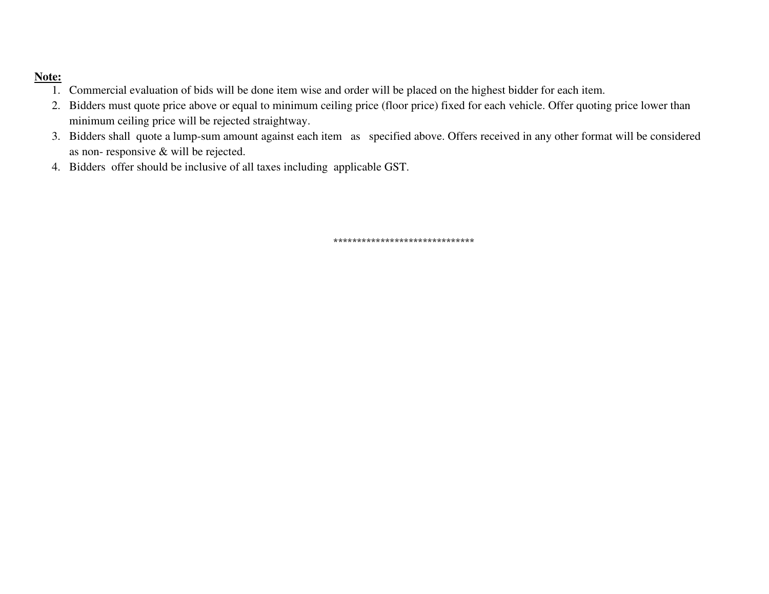**Note:**

1. Commercial evaluation of bids will be done item wise and order will be placed on the highest bidder for each item.
2. Bidders must quote price above or equal to minimum ceiling price (floor price) fixed for each vehicle. Offer quoting price lower than minimum ceiling price will be rejected straightway.
3. Bidders shall quote a lump-sum amount against each item as specified above. Offers received in any other format will be considered as non- responsive & will be rejected.
4. Bidders offer should be inclusive of all taxes including applicable GST.

******************************